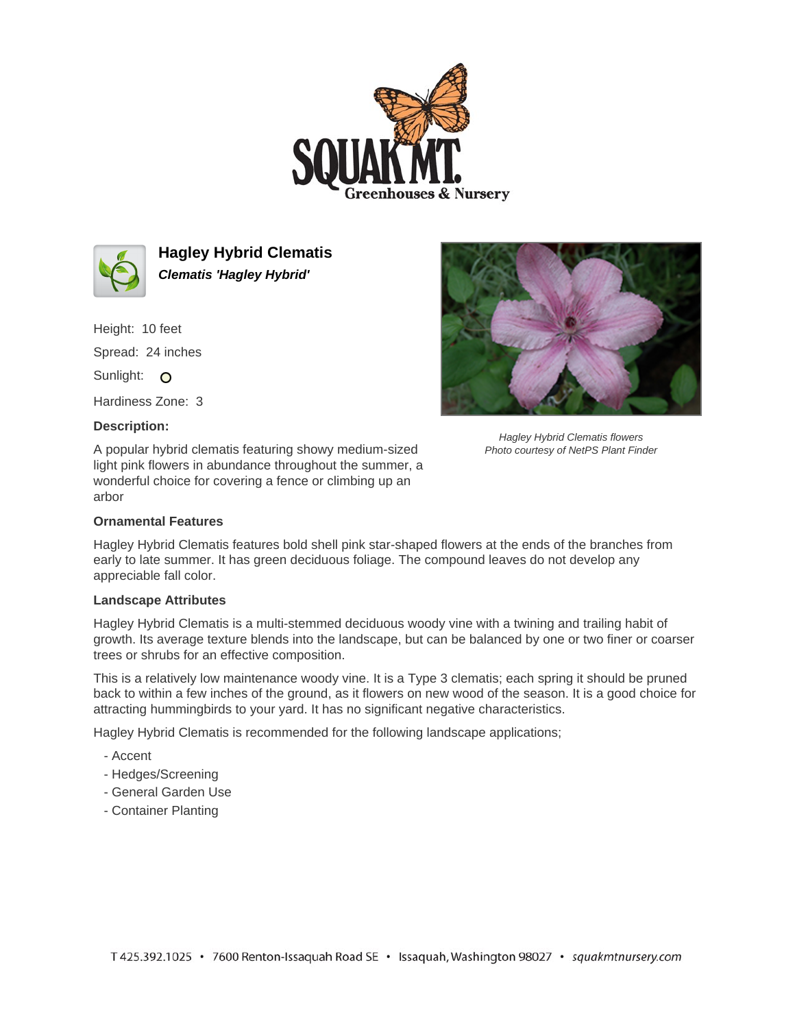# Hagley Hybrid Clematis

***Clematis 'Hagley Hybrid'***

Height: 10 feet

Spread: 24 inches

Sunlight: O

Hardiness Zone: 3

### Description:

A popular hybrid clematis featuring showy medium-sized light pink flowers in abundance throughout the summer, a wonderful choice for covering a fence or climbing up an arbor

*Hagley Hybrid Clematis flowers*
*Photo courtesy of NetPS Plant Finder*

### Ornamental Features

Hagley Hybrid Clematis features bold shell pink star-shaped flowers at the ends of the branches from early to late summer. It has green deciduous foliage. The compound leaves do not develop any appreciable fall color.

### Landscape Attributes

Hagley Hybrid Clematis is a multi-stemmed deciduous woody vine with a twining and trailing habit of growth. Its average texture blends into the landscape, but can be balanced by one or two finer or coarser trees or shrubs for an effective composition.

This is a relatively low maintenance woody vine. It is a Type 3 clematis; each spring it should be pruned back to within a few inches of the ground, as it flowers on new wood of the season. It is a good choice for attracting hummingbirds to your yard. It has no significant negative characteristics.

Hagley Hybrid Clematis is recommended for the following landscape applications;

- Accent
- Hedges/Screening
- General Garden Use
- Container Planting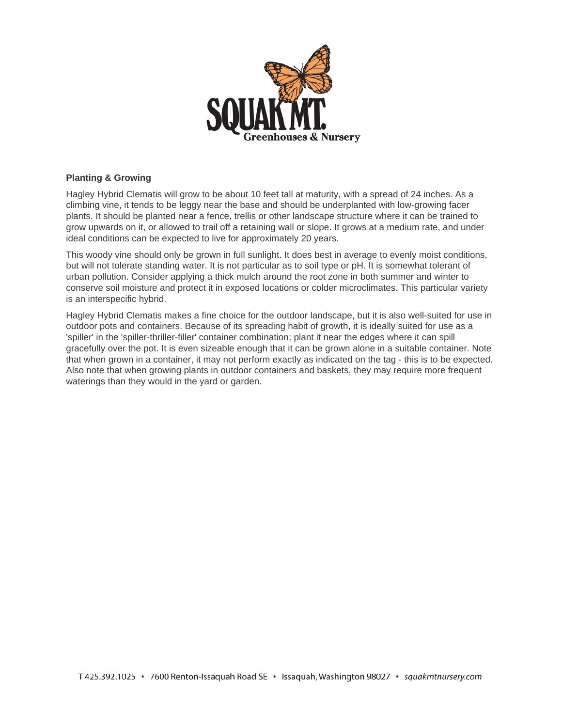**Planting & Growing**

Hagley Hybrid Clematis will grow to be about 10 feet tall at maturity, with a spread of 24 inches. As a climbing vine, it tends to be leggy near the base and should be underplanted with low-growing facer plants. It should be planted near a fence, trellis or other landscape structure where it can be trained to grow upwards on it, or allowed to trail off a retaining wall or slope. It grows at a medium rate, and under ideal conditions can be expected to live for approximately 20 years.

This woody vine should only be grown in full sunlight. It does best in average to evenly moist conditions, but will not tolerate standing water. It is not particular as to soil type or pH. It is somewhat tolerant of urban pollution. Consider applying a thick mulch around the root zone in both summer and winter to conserve soil moisture and protect it in exposed locations or colder microclimates. This particular variety is an interspecific hybrid.

Hagley Hybrid Clematis makes a fine choice for the outdoor landscape, but it is also well-suited for use in outdoor pots and containers. Because of its spreading habit of growth, it is ideally suited for use as a 'spiller' in the 'spiller-thriller-filler' container combination; plant it near the edges where it can spill gracefully over the pot. It is even sizeable enough that it can be grown alone in a suitable container. Note that when grown in a container, it may not perform exactly as indicated on the tag - this is to be expected. Also note that when growing plants in outdoor containers and baskets, they may require more frequent waterings than they would in the yard or garden.